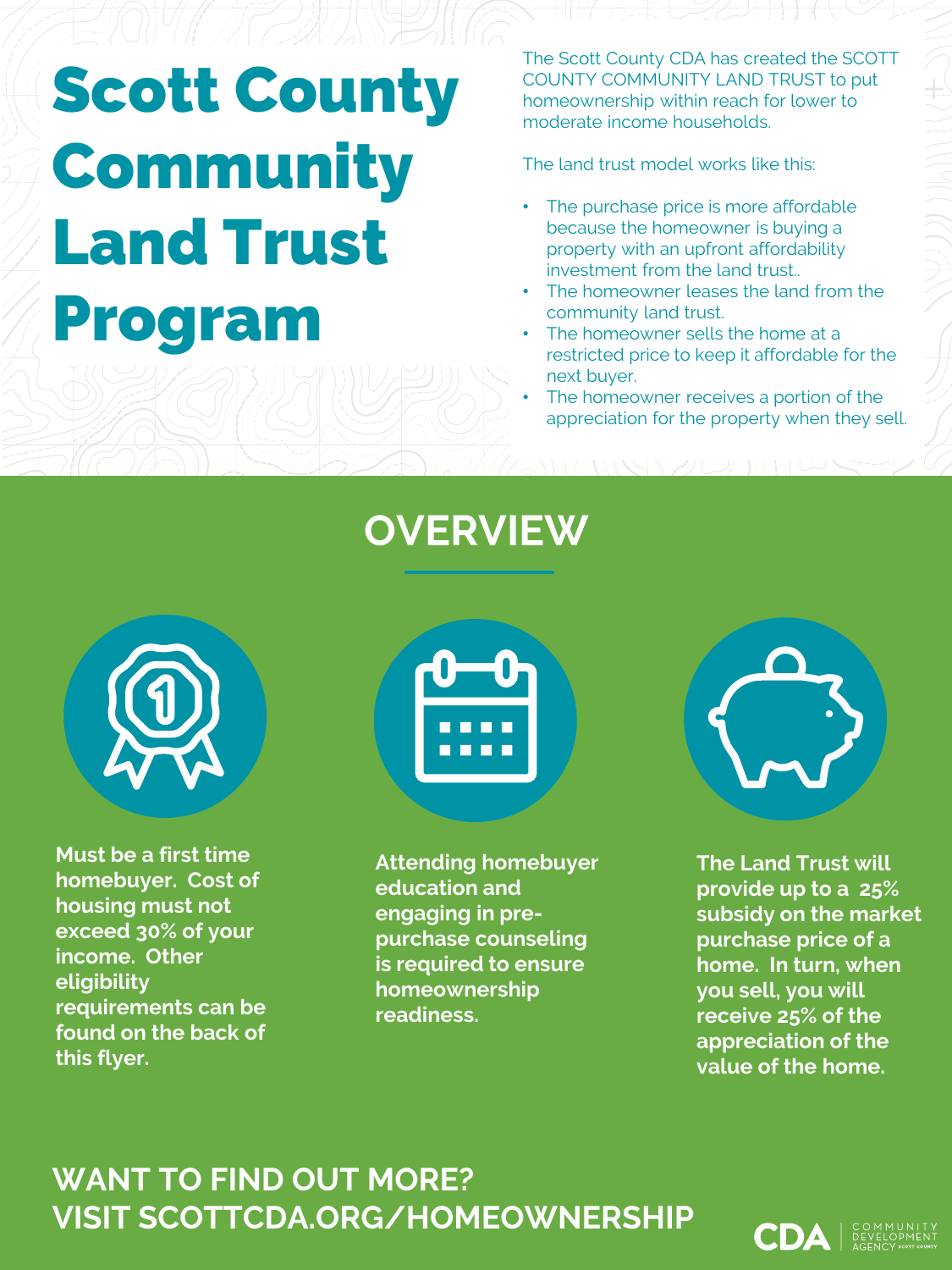# Scott County Community Land Trust Program

The Scott County CDA has created the SCOTT COUNTY COMMUNITY LAND TRUST to put homeownership within reach for lower to moderate income households.

The land trust model works like this:

- The purchase price is more affordable because the homeowner is buying a property with an upfront affordability investment from the land trust..
- The homeowner leases the land from the community land trust.
- The homeowner sells the home at a restricted price to keep it affordable for the next buyer.
- The homeowner receives a portion of the appreciation for the property when they sell.

## OVERVIEW

**Must be a first time homebuyer. Cost of housing must not exceed 30% of your income. Other eligibility requirements can be found on the back of this flyer.**

**Attending homebuyer education and engaging in pre-purchase counseling is required to ensure homeownership readiness.**

**The Land Trust will provide up to a 25% subsidy on the market purchase price of a home. In turn, when you sell, you will receive 25% of the appreciation of the value of the home.**

**WANT TO FIND OUT MORE?**
**VISIT SCOTTCDA.ORG/HOMEOWNERSHIP**

CDA | COMMUNITY DEVELOPMENT AGENCY SCOTT COUNTY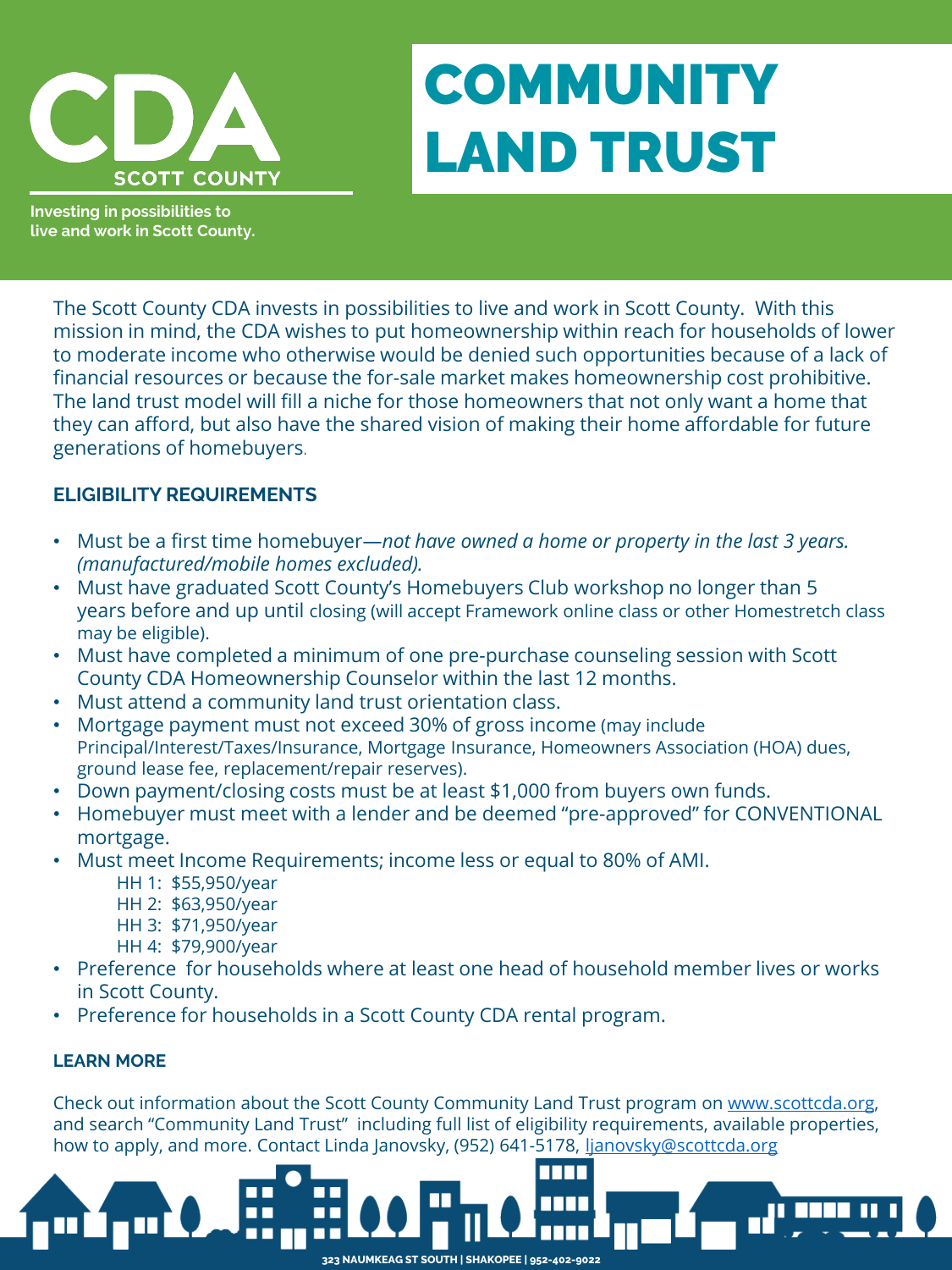CDA

SCOTT COUNTY

**Investing in possibilities to live and work in Scott County.**

# COMMUNITY LAND TRUST

The Scott County CDA invests in possibilities to live and work in Scott County. With this mission in mind, the CDA wishes to put homeownership within reach for households of lower to moderate income who otherwise would be denied such opportunities because of a lack of financial resources or because the for-sale market makes homeownership cost prohibitive. The land trust model will fill a niche for those homeowners that not only want a home that they can afford, but also have the shared vision of making their home affordable for future generations of homebuyers.

## ELIGIBILITY REQUIREMENTS

- Must be a first time homebuyer—*not have owned a home or property in the last 3 years. (manufactured/mobile homes excluded).*
- Must have graduated Scott County's Homebuyers Club workshop no longer than 5 years before and up until closing (will accept Framework online class or other Homestretch class may be eligible).
- Must have completed a minimum of one pre-purchase counseling session with Scott County CDA Homeownership Counselor within the last 12 months.
- Must attend a community land trust orientation class.
- Mortgage payment must not exceed 30% of gross income (may include Principal/Interest/Taxes/Insurance, Mortgage Insurance, Homeowners Association (HOA) dues, ground lease fee, replacement/repair reserves).
- Down payment/closing costs must be at least $1,000 from buyers own funds.
- Homebuyer must meet with a lender and be deemed "pre-approved" for CONVENTIONAL mortgage.
- Must meet Income Requirements; income less or equal to 80% of AMI.
  - HH 1: $55,950/year
  - HH 2: $63,950/year
  - HH 3: $71,950/year
  - HH 4: $79,900/year
- Preference for households where at least one head of household member lives or works in Scott County.
- Preference for households in a Scott County CDA rental program.

## LEARN MORE

Check out information about the Scott County Community Land Trust program on www.scottcda.org, and search "Community Land Trust" including full list of eligibility requirements, available properties, how to apply, and more. Contact Linda Janovsky, (952) 641-5178, ljanovsky@scottcda.org

323 NAUMKEAG ST SOUTH | SHAKOPEE | 952-402-9022